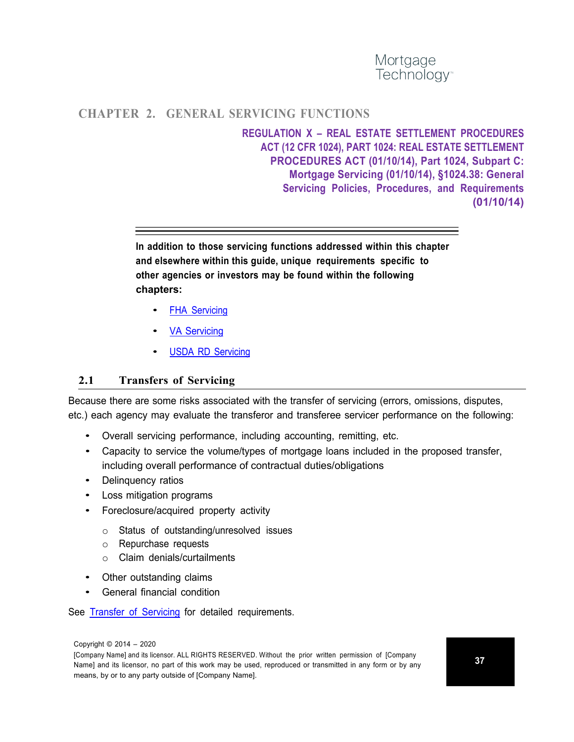# CHAPTER 2. GENERAL SERVICING FUNCTIONS

**REGULATION X – REAL ESTATE SETTLEMENT PROCEDURES ACT (12 CFR 1024), PART 1024: REAL ESTATE SETTLEMENT PROCEDURES ACT (01/10/14), Part 1024, Subpart C: Mortgage Servicing (01/10/14), §1024.38: General Servicing Policies, Procedures, and Requirements (01/10/14)**

---

**In addition to those servicing functions addressed within this chapter and elsewhere within this guide, unique requirements specific to other agencies or investors may be found within the following chapters:**

- FHA Servicing
- VA Servicing
- USDA RD Servicing

## 2.1 Transfers of Servicing

Because there are some risks associated with the transfer of servicing (errors, omissions, disputes, etc.) each agency may evaluate the transferor and transferee servicer performance on the following:

- Overall servicing performance, including accounting, remitting, etc.
- Capacity to service the volume/types of mortgage loans included in the proposed transfer, including overall performance of contractual duties/obligations
- Delinquency ratios
- Loss mitigation programs
- Foreclosure/acquired property activity
  - Status of outstanding/unresolved issues
  - Repurchase requests
  - Claim denials/curtailments
- Other outstanding claims
- General financial condition

See Transfer of Servicing for detailed requirements.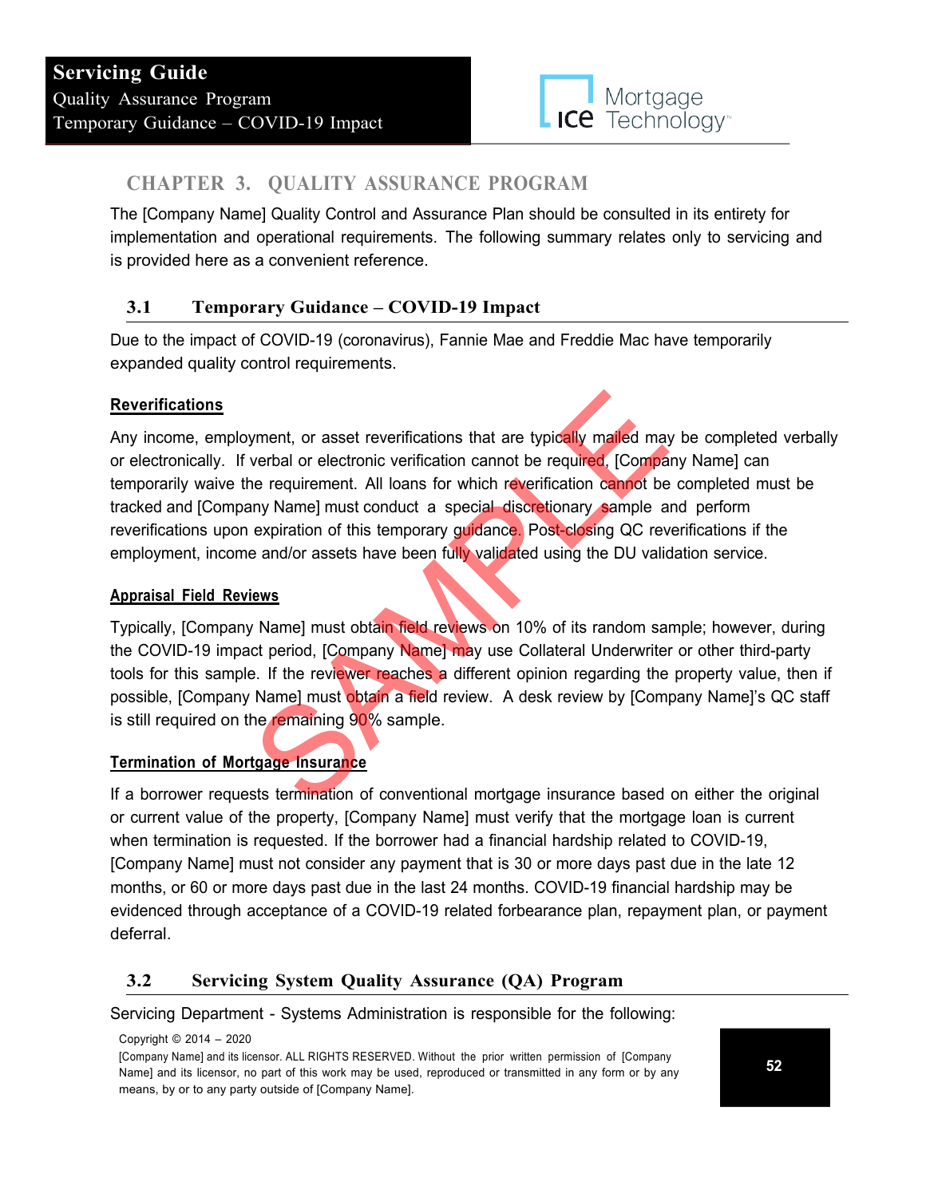# CHAPTER 3. QUALITY ASSURANCE PROGRAM

The [Company Name] Quality Control and Assurance Plan should be consulted in its entirety for implementation and operational requirements. The following summary relates only to servicing and is provided here as a convenient reference.

## 3.1 Temporary Guidance – COVID-19 Impact

Due to the impact of COVID-19 (coronavirus), Fannie Mae and Freddie Mac have temporarily expanded quality control requirements.

**Reverifications**

Any income, employment, or asset reverifications that are typically mailed may be completed verbally or electronically. If verbal or electronic verification cannot be required, [Company Name] can temporarily waive the requirement. All loans for which reverification cannot be completed must be tracked and [Company Name] must conduct a special discretionary sample and perform reverifications upon expiration of this temporary guidance. Post-closing QC reverifications if the employment, income and/or assets have been fully validated using the DU validation service.

**Appraisal Field Reviews**

Typically, [Company Name] must obtain field reviews on 10% of its random sample; however, during the COVID-19 impact period, [Company Name] may use Collateral Underwriter or other third-party tools for this sample. If the reviewer reaches a different opinion regarding the property value, then if possible, [Company Name] must obtain a field review. A desk review by [Company Name]'s QC staff is still required on the remaining 90% sample.

**Termination of Mortgage Insurance**

If a borrower requests termination of conventional mortgage insurance based on either the original or current value of the property, [Company Name] must verify that the mortgage loan is current when termination is requested. If the borrower had a financial hardship related to COVID-19, [Company Name] must not consider any payment that is 30 or more days past due in the late 12 months, or 60 or more days past due in the last 24 months. COVID-19 financial hardship may be evidenced through acceptance of a COVID-19 related forbearance plan, repayment plan, or payment deferral.

## 3.2 Servicing System Quality Assurance (QA) Program

Servicing Department - Systems Administration is responsible for the following: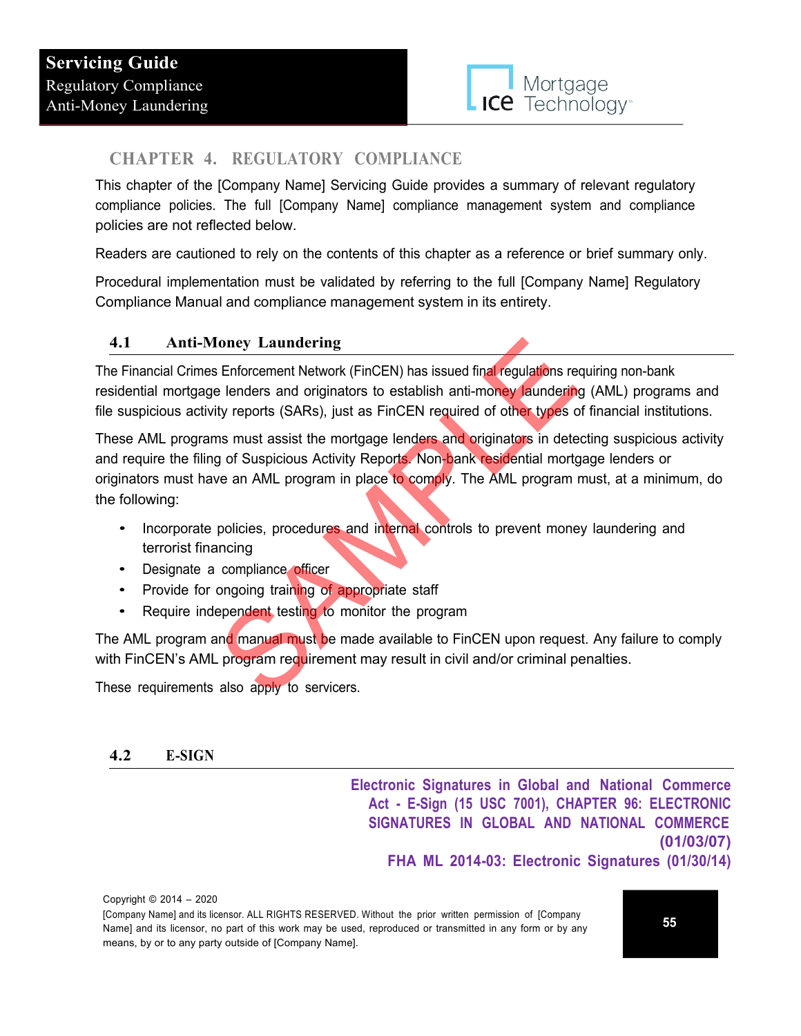## CHAPTER 4. REGULATORY COMPLIANCE

This chapter of the [Company Name] Servicing Guide provides a summary of relevant regulatory compliance policies. The full [Company Name] compliance management system and compliance policies are not reflected below.

Readers are cautioned to rely on the contents of this chapter as a reference or brief summary only.

Procedural implementation must be validated by referring to the full [Company Name] Regulatory Compliance Manual and compliance management system in its entirety.

### 4.1 Anti-Money Laundering

The Financial Crimes Enforcement Network (FinCEN) has issued final regulations requiring non-bank residential mortgage lenders and originators to establish anti-money laundering (AML) programs and file suspicious activity reports (SARs), just as FinCEN required of other types of financial institutions.

These AML programs must assist the mortgage lenders and originators in detecting suspicious activity and require the filing of Suspicious Activity Reports. Non-bank residential mortgage lenders or originators must have an AML program in place to comply. The AML program must, at a minimum, do the following:

- Incorporate policies, procedures and internal controls to prevent money laundering and terrorist financing
- Designate a compliance officer
- Provide for ongoing training of appropriate staff
- Require independent testing to monitor the program

The AML program and manual must be made available to FinCEN upon request. Any failure to comply with FinCEN's AML program requirement may result in civil and/or criminal penalties.

These requirements also apply to servicers.

### 4.2 E-SIGN

**Electronic Signatures in Global and National Commerce Act - E-Sign (15 USC 7001), CHAPTER 96: ELECTRONIC SIGNATURES IN GLOBAL AND NATIONAL COMMERCE (01/03/07)**
**FHA ML 2014-03: Electronic Signatures (01/30/14)**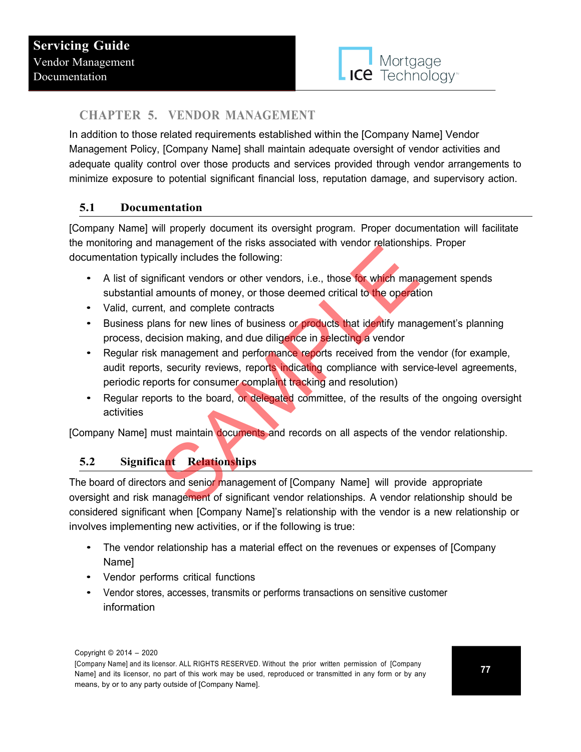# CHAPTER 5. VENDOR MANAGEMENT

In addition to those related requirements established within the [Company Name] Vendor Management Policy, [Company Name] shall maintain adequate oversight of vendor activities and adequate quality control over those products and services provided through vendor arrangements to minimize exposure to potential significant financial loss, reputation damage, and supervisory action.

## 5.1 Documentation

[Company Name] will properly document its oversight program. Proper documentation will facilitate the monitoring and management of the risks associated with vendor relationships. Proper documentation typically includes the following:

- A list of significant vendors or other vendors, i.e., those for which management spends substantial amounts of money, or those deemed critical to the operation
- Valid, current, and complete contracts
- Business plans for new lines of business or products that identify management's planning process, decision making, and due diligence in selecting a vendor
- Regular risk management and performance reports received from the vendor (for example, audit reports, security reviews, reports indicating compliance with service-level agreements, periodic reports for consumer complaint tracking and resolution)
- Regular reports to the board, or delegated committee, of the results of the ongoing oversight activities

[Company Name] must maintain documents and records on all aspects of the vendor relationship.

## 5.2 Significant Relationships

The board of directors and senior management of [Company Name] will provide appropriate oversight and risk management of significant vendor relationships. A vendor relationship should be considered significant when [Company Name]'s relationship with the vendor is a new relationship or involves implementing new activities, or if the following is true:

- The vendor relationship has a material effect on the revenues or expenses of [Company Name]
- Vendor performs critical functions
- Vendor stores, accesses, transmits or performs transactions on sensitive customer information